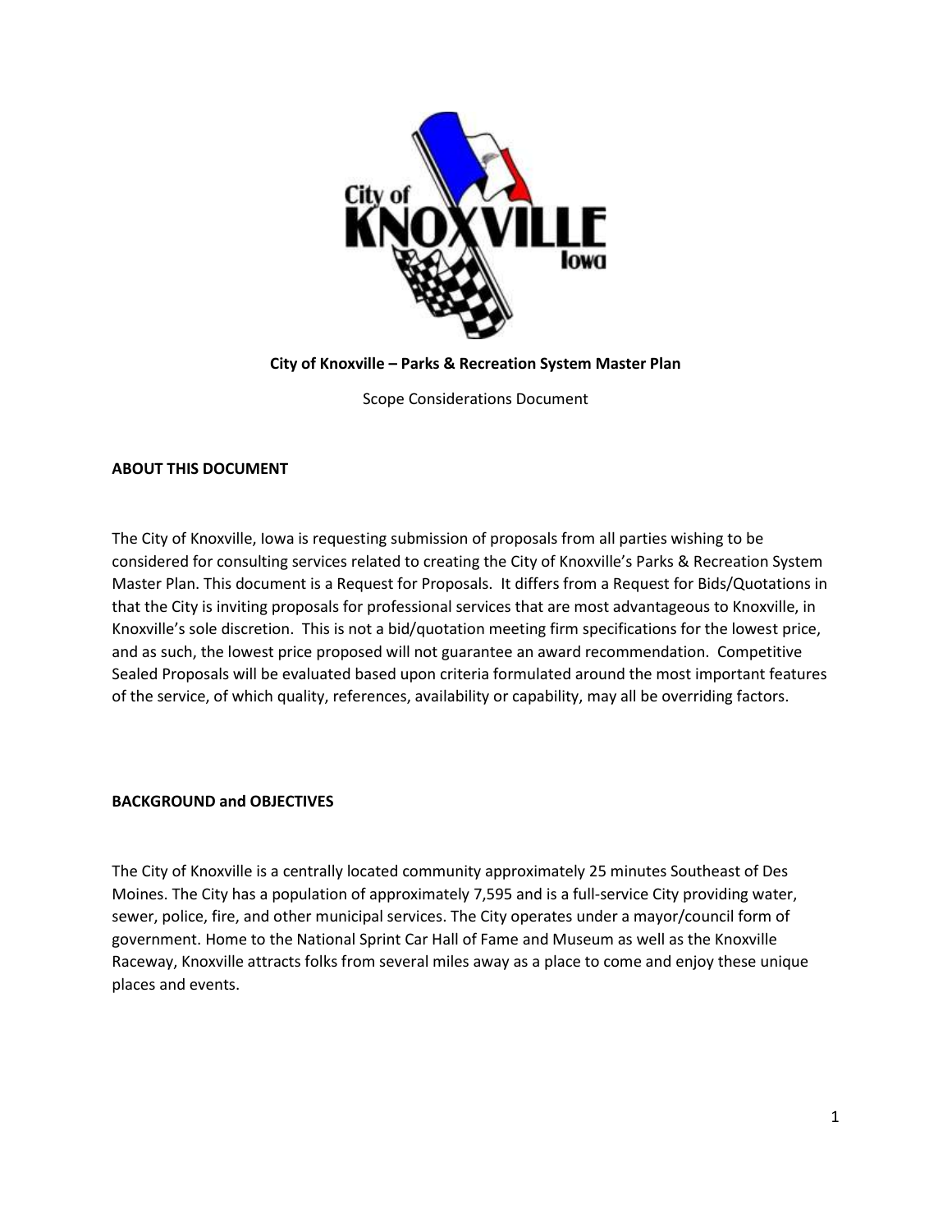# City of Knoxville – Parks & Recreation System Master Plan

Scope Considerations Document

## ABOUT THIS DOCUMENT

The City of Knoxville, Iowa is requesting submission of proposals from all parties wishing to be considered for consulting services related to creating the City of Knoxville's Parks & Recreation System Master Plan. This document is a Request for Proposals. It differs from a Request for Bids/Quotations in that the City is inviting proposals for professional services that are most advantageous to Knoxville, in Knoxville's sole discretion. This is not a bid/quotation meeting firm specifications for the lowest price, and as such, the lowest price proposed will not guarantee an award recommendation. Competitive Sealed Proposals will be evaluated based upon criteria formulated around the most important features of the service, of which quality, references, availability or capability, may all be overriding factors.

## BACKGROUND and OBJECTIVES

The City of Knoxville is a centrally located community approximately 25 minutes Southeast of Des Moines. The City has a population of approximately 7,595 and is a full-service City providing water, sewer, police, fire, and other municipal services. The City operates under a mayor/council form of government. Home to the National Sprint Car Hall of Fame and Museum as well as the Knoxville Raceway, Knoxville attracts folks from several miles away as a place to come and enjoy these unique places and events.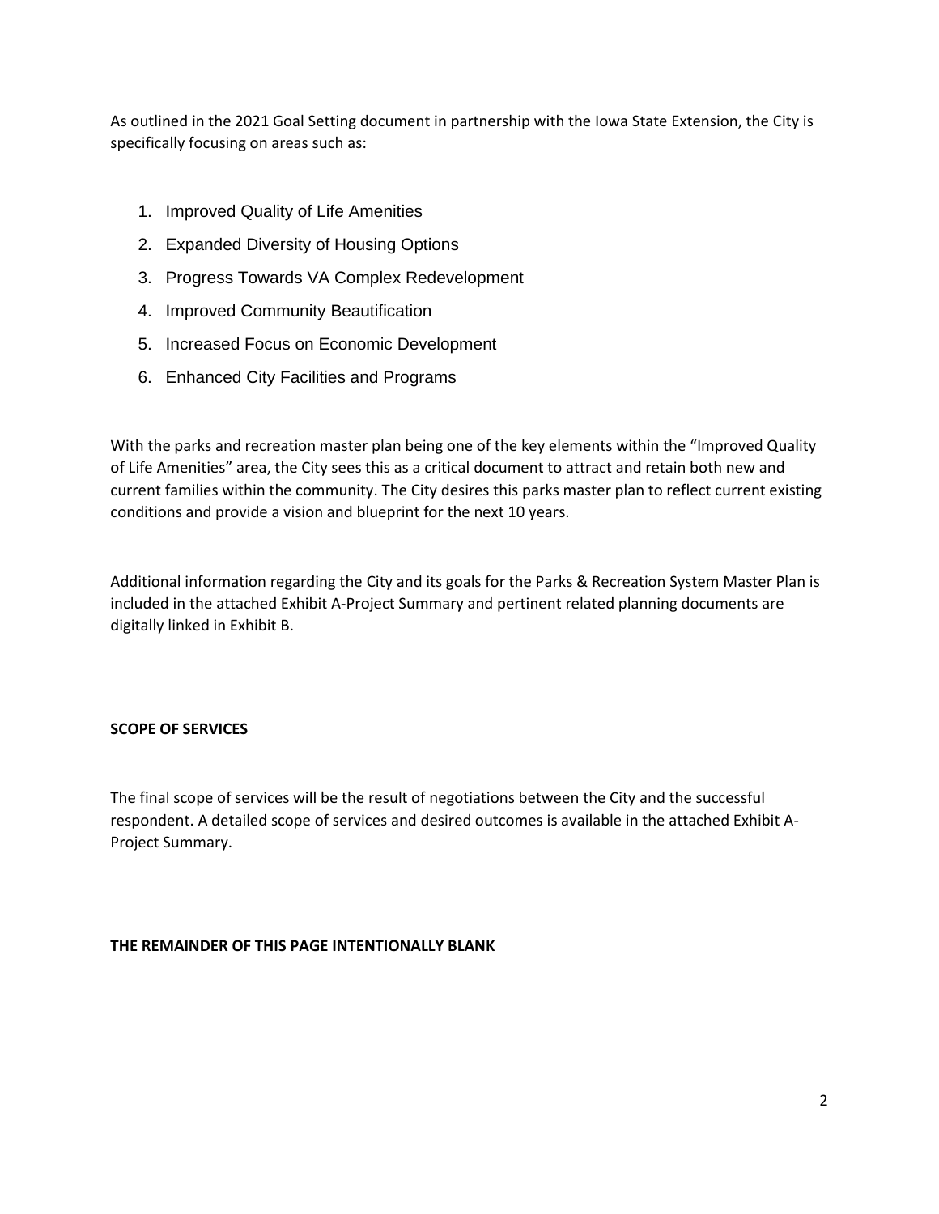As outlined in the 2021 Goal Setting document in partnership with the Iowa State Extension, the City is specifically focusing on areas such as:

1. Improved Quality of Life Amenities
2. Expanded Diversity of Housing Options
3. Progress Towards VA Complex Redevelopment
4. Improved Community Beautification
5. Increased Focus on Economic Development
6. Enhanced City Facilities and Programs

With the parks and recreation master plan being one of the key elements within the "Improved Quality of Life Amenities" area, the City sees this as a critical document to attract and retain both new and current families within the community. The City desires this parks master plan to reflect current existing conditions and provide a vision and blueprint for the next 10 years.

Additional information regarding the City and its goals for the Parks & Recreation System Master Plan is included in the attached Exhibit A-Project Summary and pertinent related planning documents are digitally linked in Exhibit B.

**SCOPE OF SERVICES**

The final scope of services will be the result of negotiations between the City and the successful respondent. A detailed scope of services and desired outcomes is available in the attached Exhibit A-Project Summary.

**THE REMAINDER OF THIS PAGE INTENTIONALLY BLANK**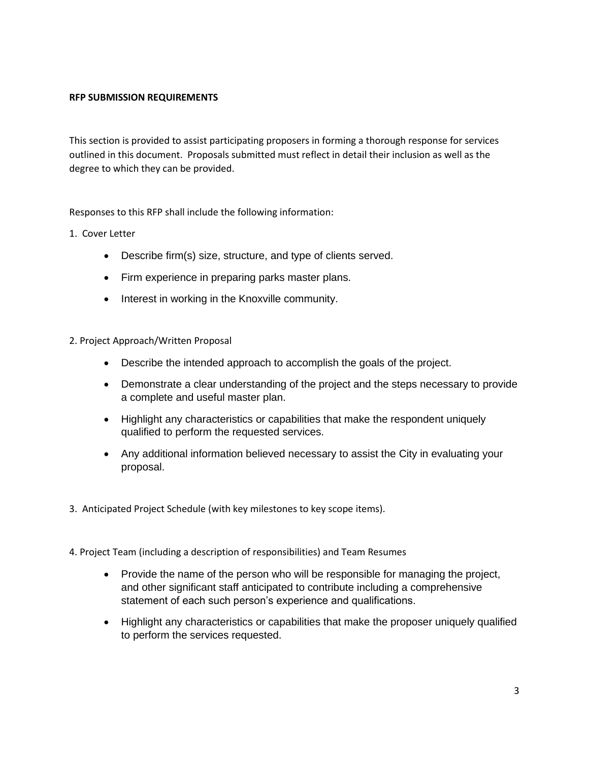**RFP SUBMISSION REQUIREMENTS**

This section is provided to assist participating proposers in forming a thorough response for services outlined in this document. Proposals submitted must reflect in detail their inclusion as well as the degree to which they can be provided.

Responses to this RFP shall include the following information:

1. Cover Letter
   - Describe firm(s) size, structure, and type of clients served.
   - Firm experience in preparing parks master plans.
   - Interest in working in the Knoxville community.

2. Project Approach/Written Proposal
   - Describe the intended approach to accomplish the goals of the project.
   - Demonstrate a clear understanding of the project and the steps necessary to provide a complete and useful master plan.
   - Highlight any characteristics or capabilities that make the respondent uniquely qualified to perform the requested services.
   - Any additional information believed necessary to assist the City in evaluating your proposal.

3. Anticipated Project Schedule (with key milestones to key scope items).

4. Project Team (including a description of responsibilities) and Team Resumes
   - Provide the name of the person who will be responsible for managing the project, and other significant staff anticipated to contribute including a comprehensive statement of each such person's experience and qualifications.
   - Highlight any characteristics or capabilities that make the proposer uniquely qualified to perform the services requested.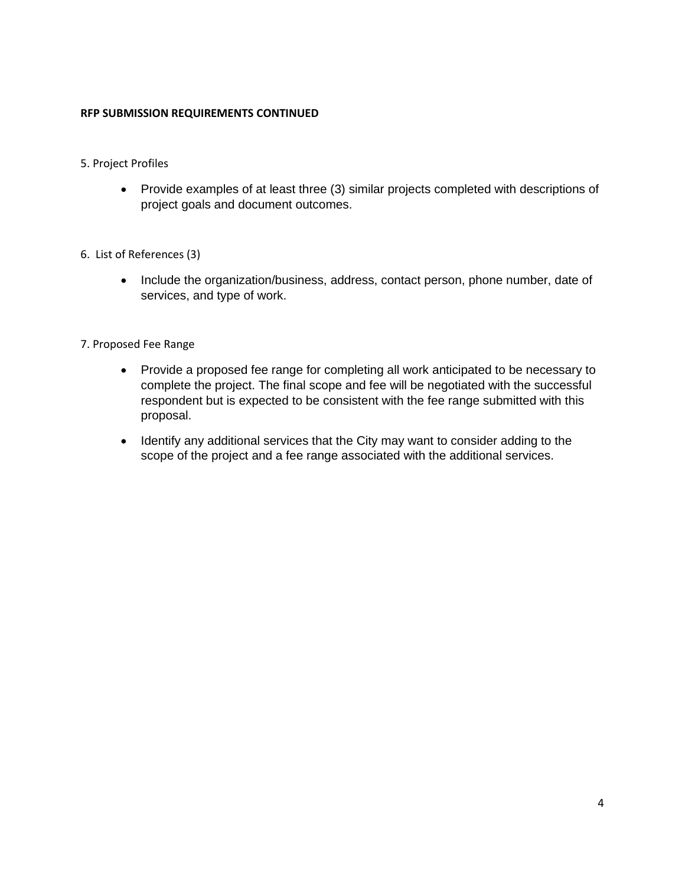**RFP SUBMISSION REQUIREMENTS CONTINUED**

5. Project Profiles

- Provide examples of at least three (3) similar projects completed with descriptions of project goals and document outcomes.

6. List of References (3)

- Include the organization/business, address, contact person, phone number, date of services, and type of work.

7. Proposed Fee Range

- Provide a proposed fee range for completing all work anticipated to be necessary to complete the project. The final scope and fee will be negotiated with the successful respondent but is expected to be consistent with the fee range submitted with this proposal.
- Identify any additional services that the City may want to consider adding to the scope of the project and a fee range associated with the additional services.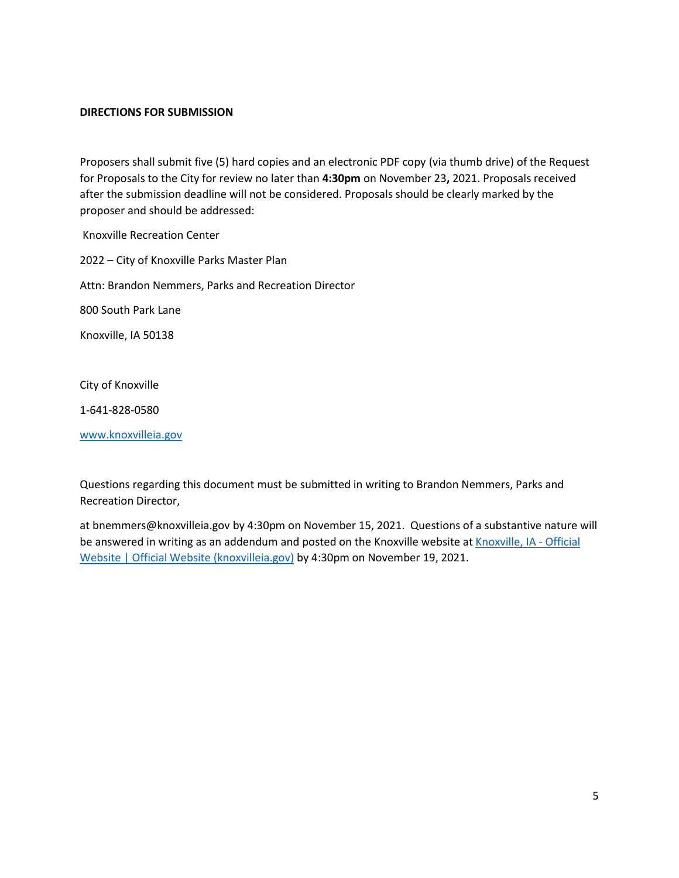**DIRECTIONS FOR SUBMISSION**

Proposers shall submit five (5) hard copies and an electronic PDF copy (via thumb drive) of the Request for Proposals to the City for review no later than **4:30pm** on November 23**,** 2021. Proposals received after the submission deadline will not be considered. Proposals should be clearly marked by the proposer and should be addressed:

Knoxville Recreation Center

2022 – City of Knoxville Parks Master Plan

Attn: Brandon Nemmers, Parks and Recreation Director

800 South Park Lane

Knoxville, IA 50138

City of Knoxville

1-641-828-0580

[www.knoxvilleia.gov](www.knoxvilleia.gov)

Questions regarding this document must be submitted in writing to Brandon Nemmers, Parks and Recreation Director,

at bnemmers@knoxvilleia.gov by 4:30pm on November 15, 2021. Questions of a substantive nature will be answered in writing as an addendum and posted on the Knoxville website at [Knoxville, IA - Official Website | Official Website (knoxvilleia.gov)](knoxvilleia.gov) by 4:30pm on November 19, 2021.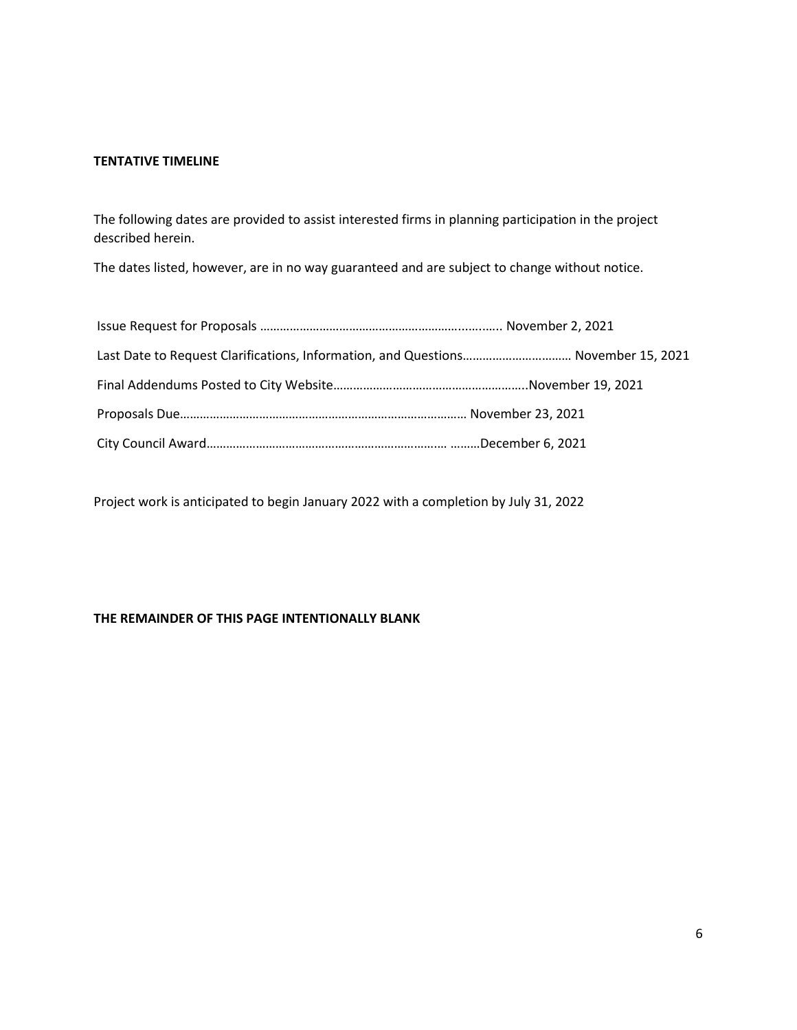**TENTATIVE TIMELINE**

The following dates are provided to assist interested firms in planning participation in the project described herein.

The dates listed, however, are in no way guaranteed and are subject to change without notice.

Issue Request for Proposals ………………………………………………………........... November 2, 2021

Last Date to Request Clarifications, Information, and Questions…………………………… November 15, 2021

Final Addendums Posted to City Website…………………………………………………..November 19, 2021

Proposals Due…………………………………………………………………………… November 23, 2021

City Council Award……………………………………………………………… ………December 6, 2021

Project work is anticipated to begin January 2022 with a completion by July 31, 2022

**THE REMAINDER OF THIS PAGE INTENTIONALLY BLANK**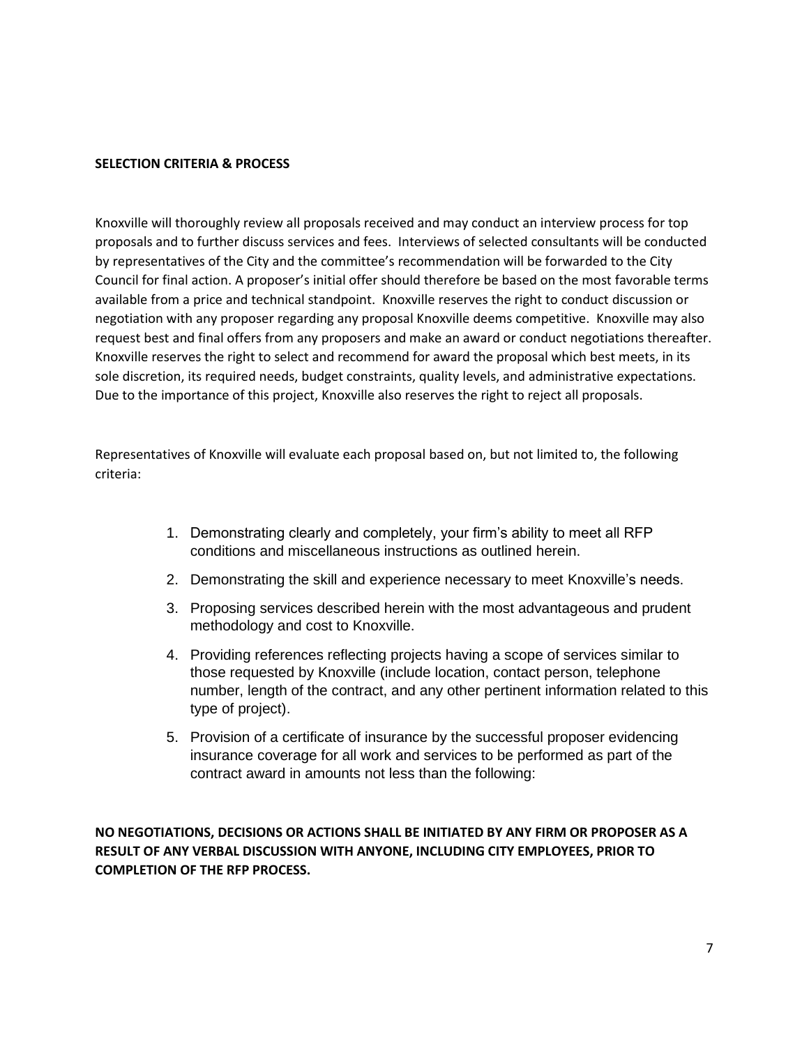**SELECTION CRITERIA & PROCESS**

Knoxville will thoroughly review all proposals received and may conduct an interview process for top proposals and to further discuss services and fees. Interviews of selected consultants will be conducted by representatives of the City and the committee's recommendation will be forwarded to the City Council for final action. A proposer's initial offer should therefore be based on the most favorable terms available from a price and technical standpoint. Knoxville reserves the right to conduct discussion or negotiation with any proposer regarding any proposal Knoxville deems competitive. Knoxville may also request best and final offers from any proposers and make an award or conduct negotiations thereafter. Knoxville reserves the right to select and recommend for award the proposal which best meets, in its sole discretion, its required needs, budget constraints, quality levels, and administrative expectations. Due to the importance of this project, Knoxville also reserves the right to reject all proposals.

Representatives of Knoxville will evaluate each proposal based on, but not limited to, the following criteria:

1. Demonstrating clearly and completely, your firm's ability to meet all RFP conditions and miscellaneous instructions as outlined herein.
2. Demonstrating the skill and experience necessary to meet Knoxville's needs.
3. Proposing services described herein with the most advantageous and prudent methodology and cost to Knoxville.
4. Providing references reflecting projects having a scope of services similar to those requested by Knoxville (include location, contact person, telephone number, length of the contract, and any other pertinent information related to this type of project).
5. Provision of a certificate of insurance by the successful proposer evidencing insurance coverage for all work and services to be performed as part of the contract award in amounts not less than the following:

**NO NEGOTIATIONS, DECISIONS OR ACTIONS SHALL BE INITIATED BY ANY FIRM OR PROPOSER AS A RESULT OF ANY VERBAL DISCUSSION WITH ANYONE, INCLUDING CITY EMPLOYEES, PRIOR TO COMPLETION OF THE RFP PROCESS.**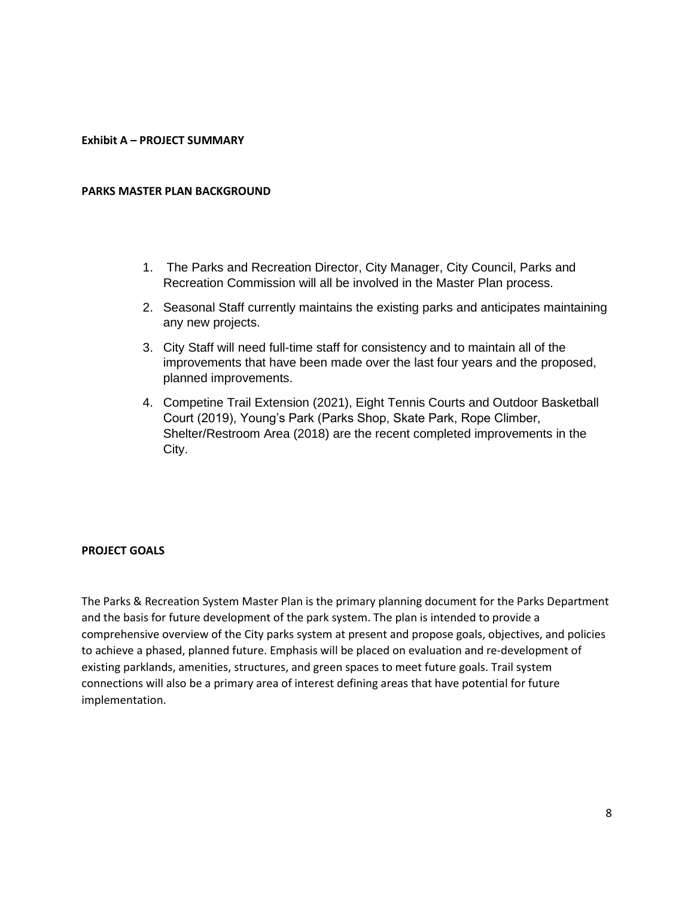**Exhibit A – PROJECT SUMMARY**

**PARKS MASTER PLAN BACKGROUND**

1. The Parks and Recreation Director, City Manager, City Council, Parks and Recreation Commission will all be involved in the Master Plan process.
2. Seasonal Staff currently maintains the existing parks and anticipates maintaining any new projects.
3. City Staff will need full-time staff for consistency and to maintain all of the improvements that have been made over the last four years and the proposed, planned improvements.
4. Competine Trail Extension (2021), Eight Tennis Courts and Outdoor Basketball Court (2019), Young's Park (Parks Shop, Skate Park, Rope Climber, Shelter/Restroom Area (2018) are the recent completed improvements in the City.

**PROJECT GOALS**

The Parks & Recreation System Master Plan is the primary planning document for the Parks Department and the basis for future development of the park system. The plan is intended to provide a comprehensive overview of the City parks system at present and propose goals, objectives, and policies to achieve a phased, planned future. Emphasis will be placed on evaluation and re-development of existing parklands, amenities, structures, and green spaces to meet future goals. Trail system connections will also be a primary area of interest defining areas that have potential for future implementation.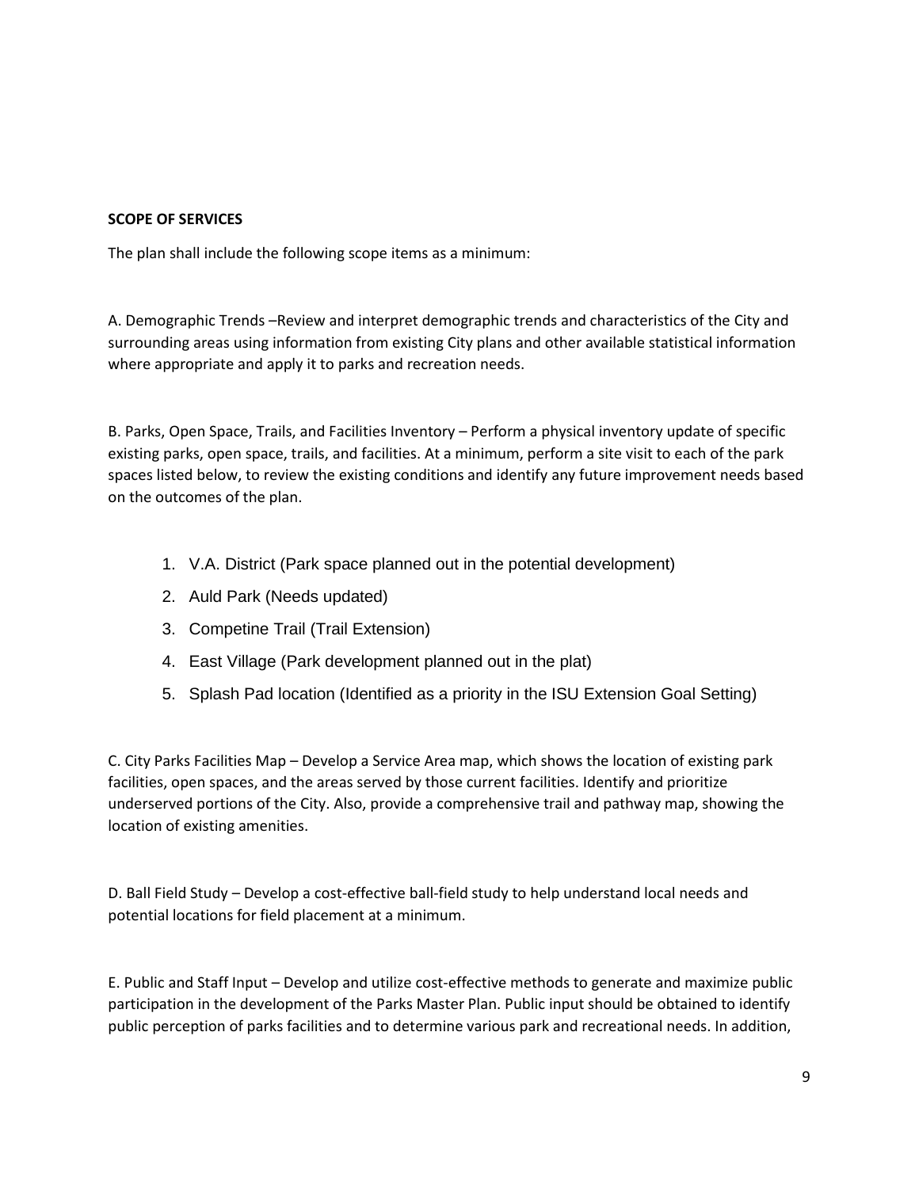**SCOPE OF SERVICES**

The plan shall include the following scope items as a minimum:

A. Demographic Trends –Review and interpret demographic trends and characteristics of the City and surrounding areas using information from existing City plans and other available statistical information where appropriate and apply it to parks and recreation needs.

B. Parks, Open Space, Trails, and Facilities Inventory – Perform a physical inventory update of specific existing parks, open space, trails, and facilities. At a minimum, perform a site visit to each of the park spaces listed below, to review the existing conditions and identify any future improvement needs based on the outcomes of the plan.

1. V.A. District (Park space planned out in the potential development)
2. Auld Park (Needs updated)
3. Competine Trail (Trail Extension)
4. East Village (Park development planned out in the plat)
5. Splash Pad location (Identified as a priority in the ISU Extension Goal Setting)

C. City Parks Facilities Map – Develop a Service Area map, which shows the location of existing park facilities, open spaces, and the areas served by those current facilities. Identify and prioritize underserved portions of the City. Also, provide a comprehensive trail and pathway map, showing the location of existing amenities.

D. Ball Field Study – Develop a cost-effective ball-field study to help understand local needs and potential locations for field placement at a minimum.

E. Public and Staff Input – Develop and utilize cost-effective methods to generate and maximize public participation in the development of the Parks Master Plan. Public input should be obtained to identify public perception of parks facilities and to determine various park and recreational needs. In addition,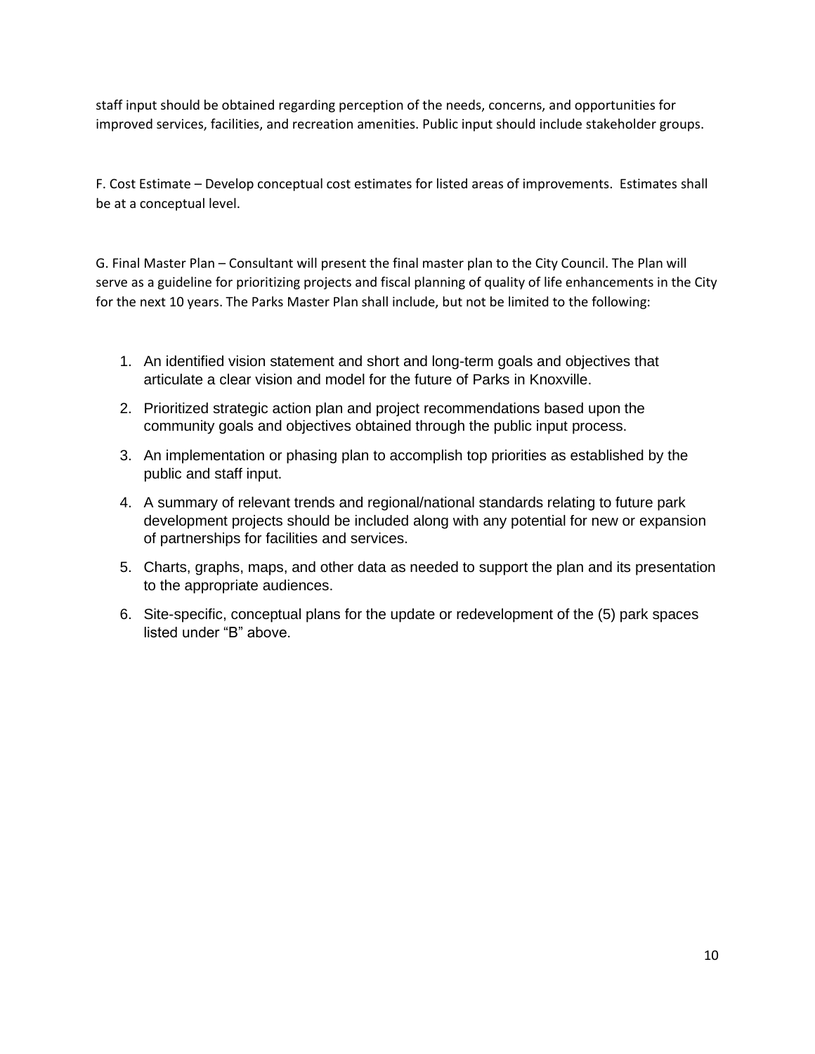staff input should be obtained regarding perception of the needs, concerns, and opportunities for improved services, facilities, and recreation amenities. Public input should include stakeholder groups.

F. Cost Estimate – Develop conceptual cost estimates for listed areas of improvements. Estimates shall be at a conceptual level.

G. Final Master Plan – Consultant will present the final master plan to the City Council. The Plan will serve as a guideline for prioritizing projects and fiscal planning of quality of life enhancements in the City for the next 10 years. The Parks Master Plan shall include, but not be limited to the following:

1. An identified vision statement and short and long-term goals and objectives that articulate a clear vision and model for the future of Parks in Knoxville.
2. Prioritized strategic action plan and project recommendations based upon the community goals and objectives obtained through the public input process.
3. An implementation or phasing plan to accomplish top priorities as established by the public and staff input.
4. A summary of relevant trends and regional/national standards relating to future park development projects should be included along with any potential for new or expansion of partnerships for facilities and services.
5. Charts, graphs, maps, and other data as needed to support the plan and its presentation to the appropriate audiences.
6. Site-specific, conceptual plans for the update or redevelopment of the (5) park spaces listed under "B" above.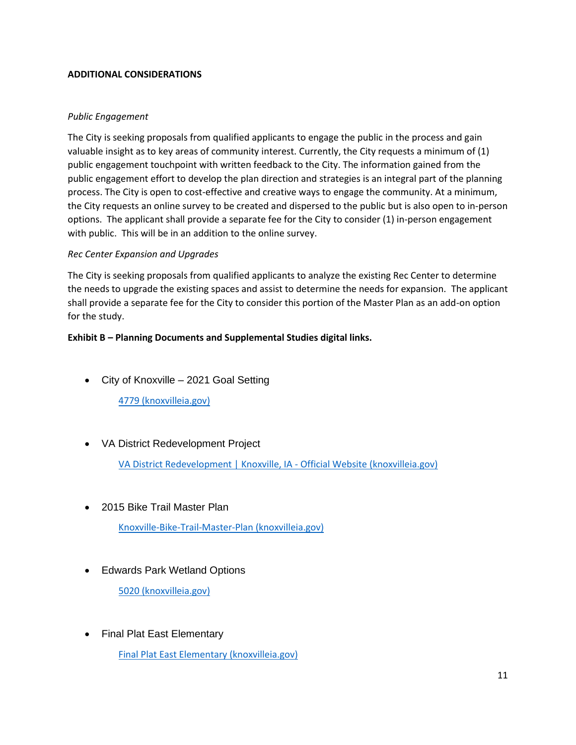**ADDITIONAL CONSIDERATIONS**

*Public Engagement*

The City is seeking proposals from qualified applicants to engage the public in the process and gain valuable insight as to key areas of community interest. Currently, the City requests a minimum of (1) public engagement touchpoint with written feedback to the City. The information gained from the public engagement effort to develop the plan direction and strategies is an integral part of the planning process. The City is open to cost-effective and creative ways to engage the community. At a minimum, the City requests an online survey to be created and dispersed to the public but is also open to in-person options. The applicant shall provide a separate fee for the City to consider (1) in-person engagement with public. This will be in an addition to the online survey.

*Rec Center Expansion and Upgrades*

The City is seeking proposals from qualified applicants to analyze the existing Rec Center to determine the needs to upgrade the existing spaces and assist to determine the needs for expansion. The applicant shall provide a separate fee for the City to consider this portion of the Master Plan as an add-on option for the study.

**Exhibit B – Planning Documents and Supplemental Studies digital links.**

- City of Knoxville – 2021 Goal Setting

  4779 (knoxvilleia.gov)

- VA District Redevelopment Project

  VA District Redevelopment | Knoxville, IA - Official Website (knoxvilleia.gov)

- 2015 Bike Trail Master Plan

  Knoxville-Bike-Trail-Master-Plan (knoxvilleia.gov)

- Edwards Park Wetland Options

  5020 (knoxvilleia.gov)

- Final Plat East Elementary

  Final Plat East Elementary (knoxvilleia.gov)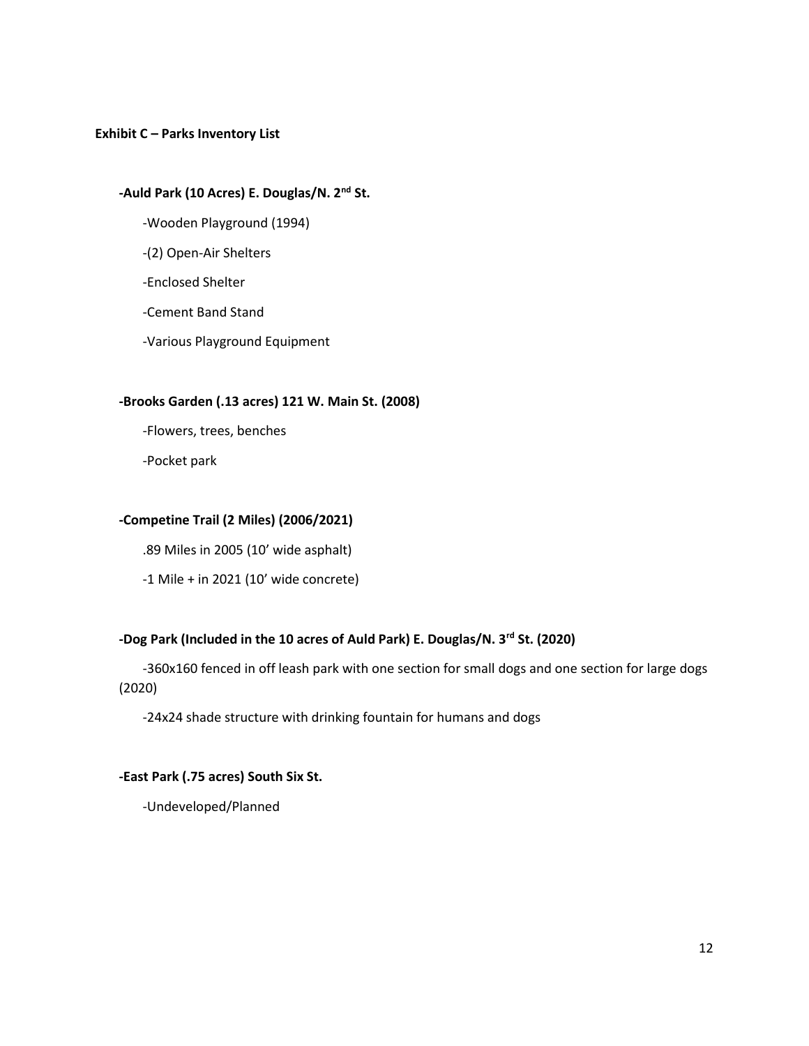**Exhibit C – Parks Inventory List**

**-Auld Park (10 Acres) E. Douglas/N. 2nd St.**

-Wooden Playground (1994)

-(2) Open-Air Shelters

-Enclosed Shelter

-Cement Band Stand

-Various Playground Equipment

**-Brooks Garden (.13 acres) 121 W. Main St. (2008)**

-Flowers, trees, benches

-Pocket park

**-Competine Trail (2 Miles) (2006/2021)**

.89 Miles in 2005 (10' wide asphalt)

-1 Mile + in 2021 (10' wide concrete)

**-Dog Park (Included in the 10 acres of Auld Park) E. Douglas/N. 3rd St. (2020)**

-360x160 fenced in off leash park with one section for small dogs and one section for large dogs (2020)

-24x24 shade structure with drinking fountain for humans and dogs

**-East Park (.75 acres) South Six St.**

-Undeveloped/Planned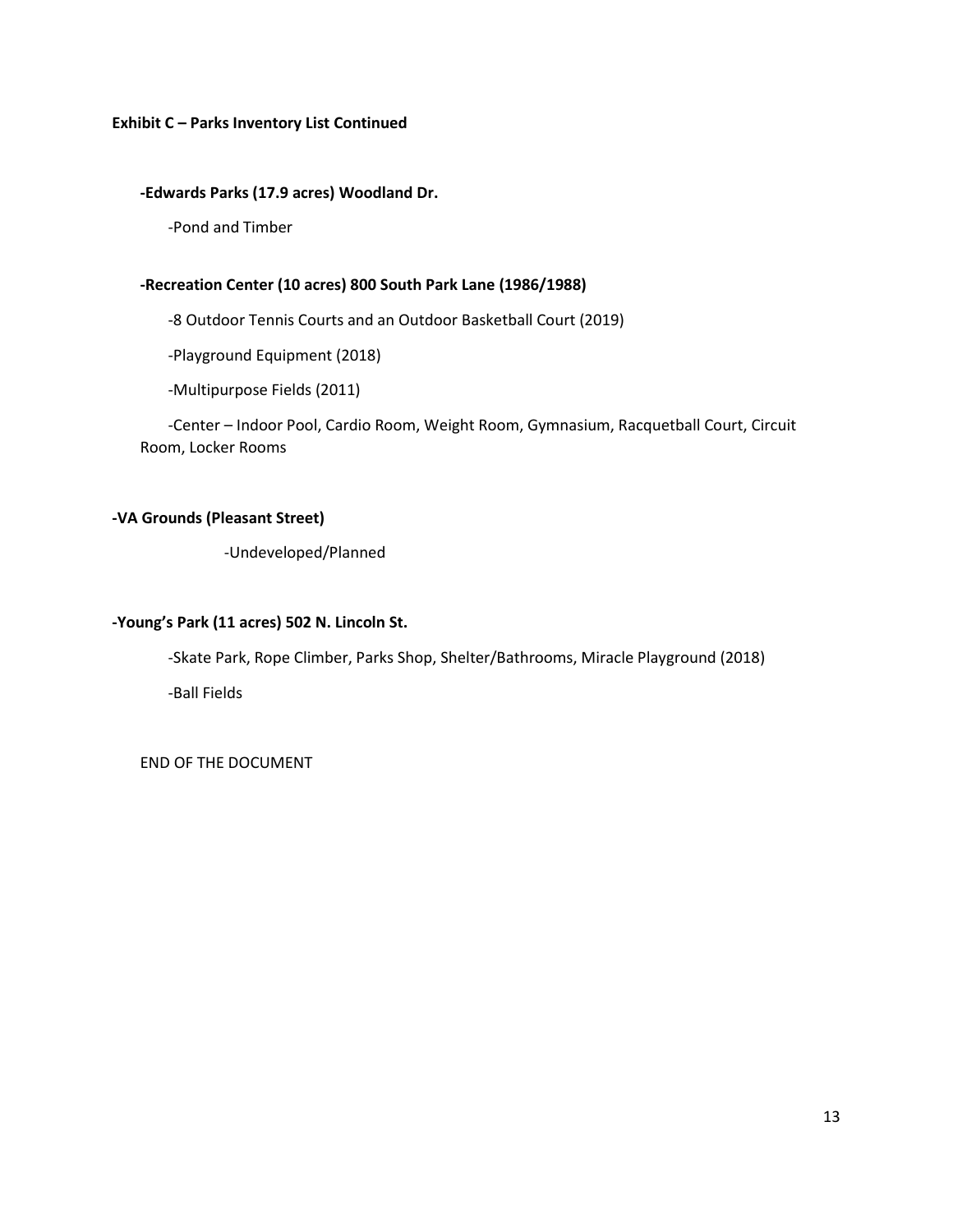**Exhibit C – Parks Inventory List Continued**

**-Edwards Parks (17.9 acres) Woodland Dr.**

-Pond and Timber

**-Recreation Center (10 acres) 800 South Park Lane (1986/1988)**

-8 Outdoor Tennis Courts and an Outdoor Basketball Court (2019)

-Playground Equipment (2018)

-Multipurpose Fields (2011)

-Center – Indoor Pool, Cardio Room, Weight Room, Gymnasium, Racquetball Court, Circuit Room, Locker Rooms

**-VA Grounds (Pleasant Street)**

-Undeveloped/Planned

**-Young's Park (11 acres) 502 N. Lincoln St.**

-Skate Park, Rope Climber, Parks Shop, Shelter/Bathrooms, Miracle Playground (2018)

-Ball Fields

END OF THE DOCUMENT